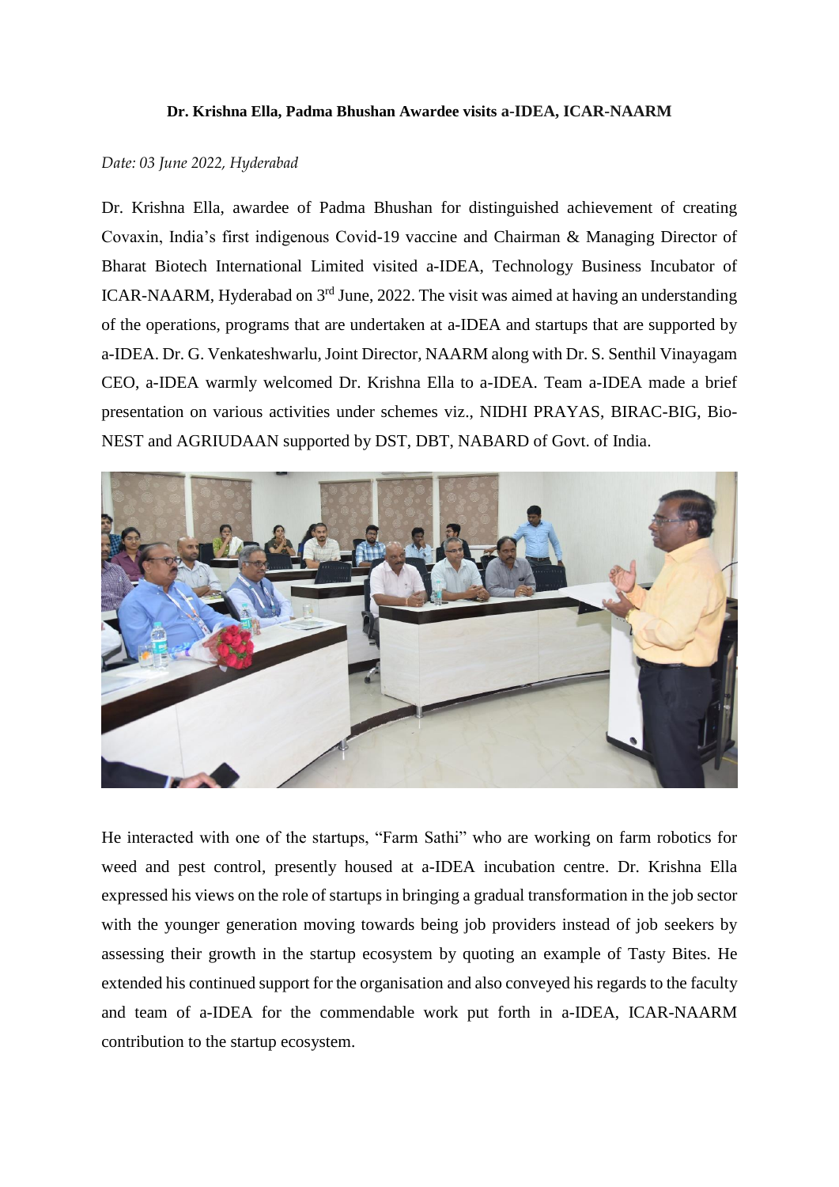**Dr. Krishna Ella, Padma Bhushan Awardee visits a-IDEA, ICAR-NAARM**

*Date: 03 June 2022, Hyderabad*

Dr. Krishna Ella, awardee of Padma Bhushan for distinguished achievement of creating Covaxin, India's first indigenous Covid-19 vaccine and Chairman & Managing Director of Bharat Biotech International Limited visited a-IDEA, Technology Business Incubator of ICAR-NAARM, Hyderabad on 3rd June, 2022. The visit was aimed at having an understanding of the operations, programs that are undertaken at a-IDEA and startups that are supported by a-IDEA. Dr. G. Venkateshwarlu, Joint Director, NAARM along with Dr. S. Senthil Vinayagam CEO, a-IDEA warmly welcomed Dr. Krishna Ella to a-IDEA. Team a-IDEA made a brief presentation on various activities under schemes viz., NIDHI PRAYAS, BIRAC-BIG, Bio-NEST and AGRIUDAAN supported by DST, DBT, NABARD of Govt. of India.

He interacted with one of the startups, "Farm Sathi" who are working on farm robotics for weed and pest control, presently housed at a-IDEA incubation centre. Dr. Krishna Ella expressed his views on the role of startups in bringing a gradual transformation in the job sector with the younger generation moving towards being job providers instead of job seekers by assessing their growth in the startup ecosystem by quoting an example of Tasty Bites. He extended his continued support for the organisation and also conveyed his regards to the faculty and team of a-IDEA for the commendable work put forth in a-IDEA, ICAR-NAARM contribution to the startup ecosystem.